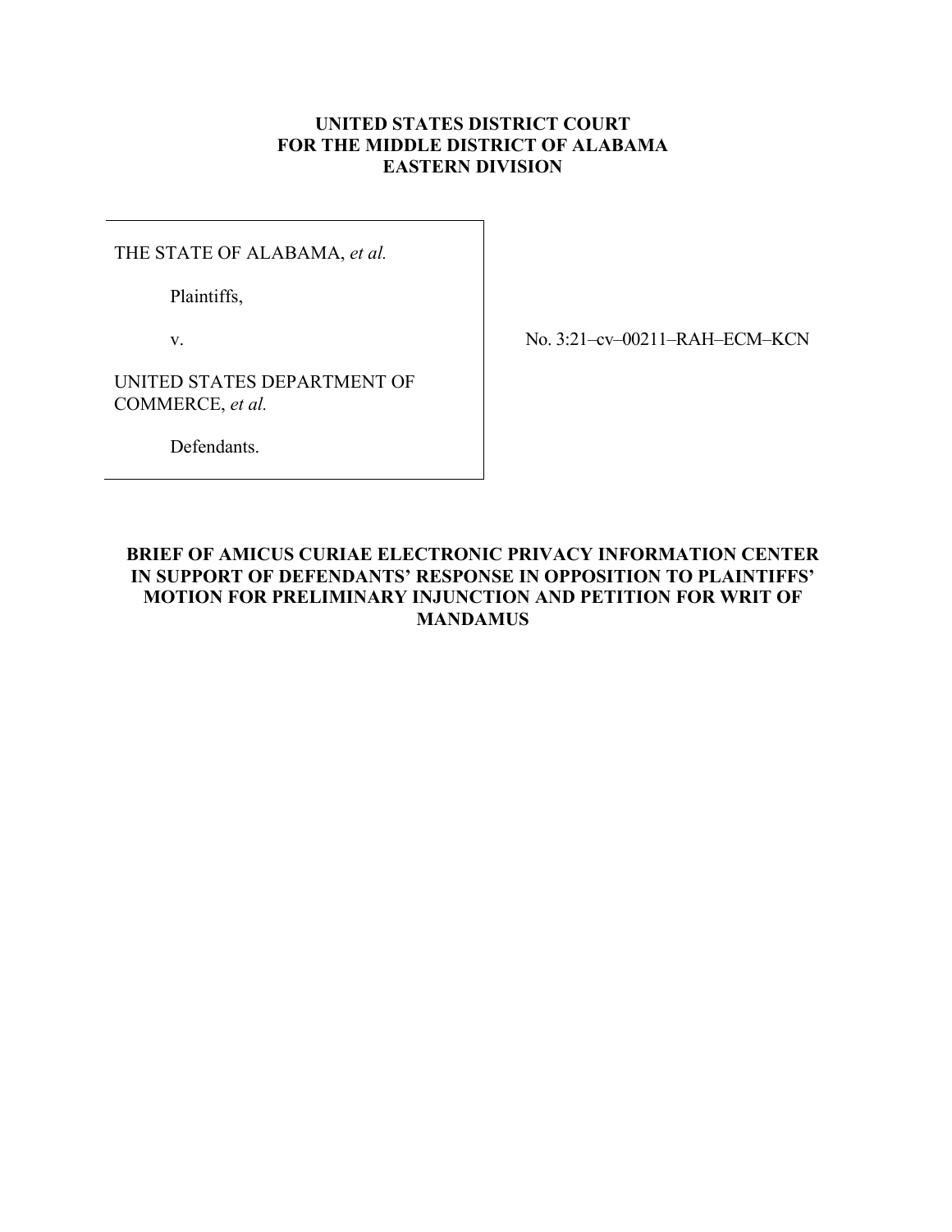**UNITED STATES DISTRICT COURT**
**FOR THE MIDDLE DISTRICT OF ALABAMA**
**EASTERN DIVISION**

THE STATE OF ALABAMA, *et al.*

Plaintiffs,

v.

UNITED STATES DEPARTMENT OF COMMERCE, *et al.*

Defendants.

No. 3:21–cv–00211–RAH–ECM–KCN

**BRIEF OF AMICUS CURIAE ELECTRONIC PRIVACY INFORMATION CENTER IN SUPPORT OF DEFENDANTS' RESPONSE IN OPPOSITION TO PLAINTIFFS' MOTION FOR PRELIMINARY INJUNCTION AND PETITION FOR WRIT OF MANDAMUS**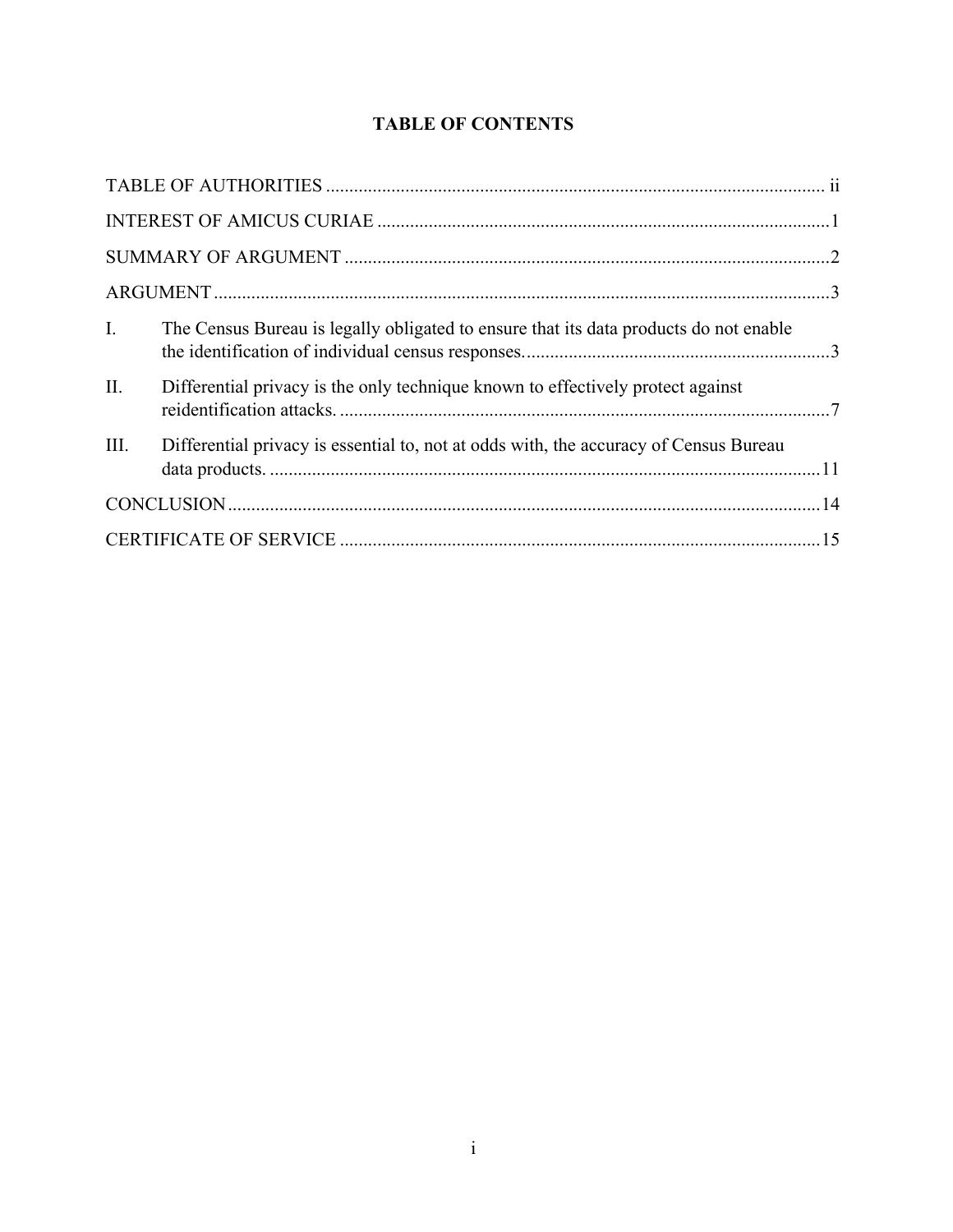# TABLE OF CONTENTS

TABLE OF AUTHORITIES ........................................................................................................ ii

INTEREST OF AMICUS CURIAE ...............................................................................................1

SUMMARY OF ARGUMENT ......................................................................................................2

ARGUMENT ..................................................................................................................................3

I. The Census Bureau is legally obligated to ensure that its data products do not enable the identification of individual census responses. ................................................................3

II. Differential privacy is the only technique known to effectively protect against reidentification attacks. ........................................................................................................7

III. Differential privacy is essential to, not at odds with, the accuracy of Census Bureau data products. ....................................................................................................................11

CONCLUSION .............................................................................................................................14

CERTIFICATE OF SERVICE .....................................................................................................15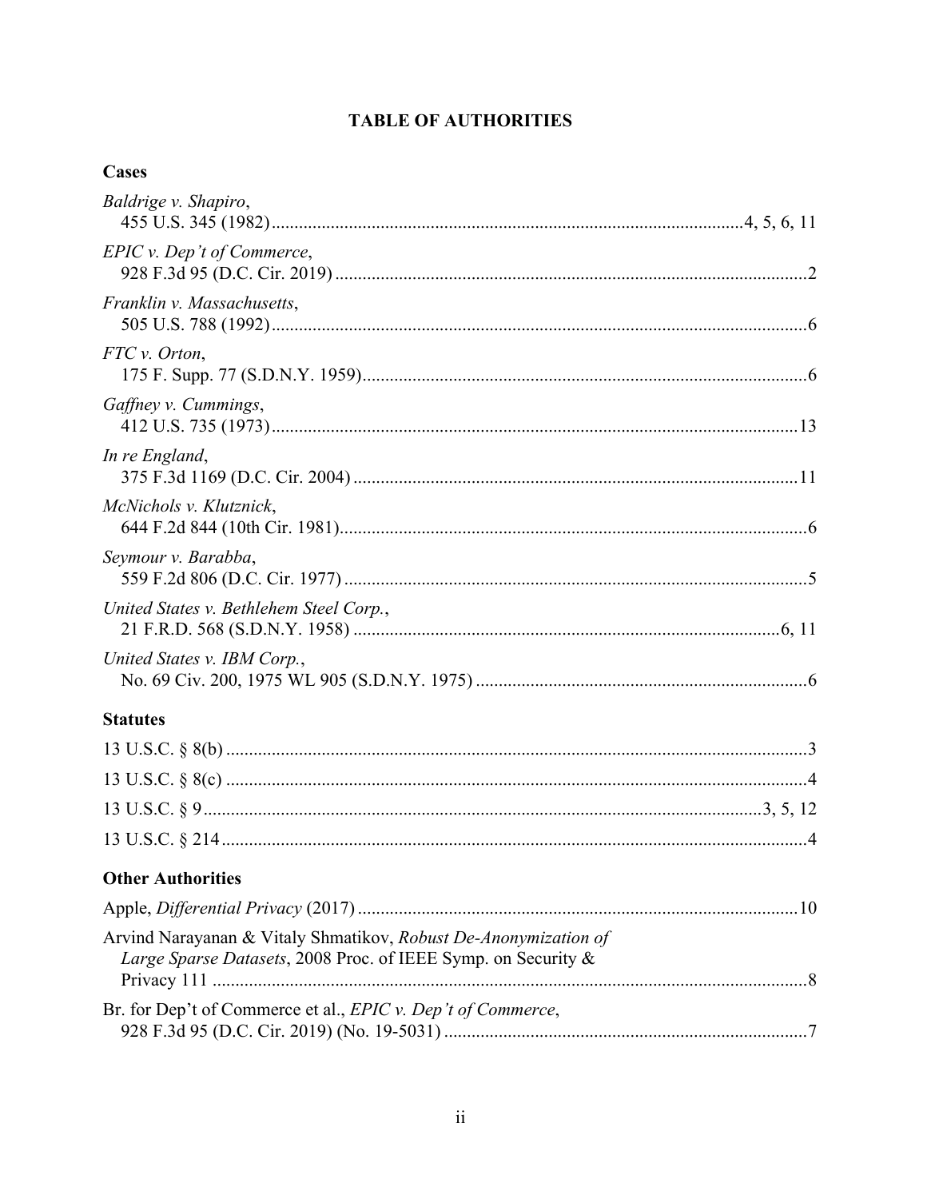# TABLE OF AUTHORITIES

## Cases

*Baldrige v. Shapiro*,
455 U.S. 345 (1982) .......... 4, 5, 6, 11

*EPIC v. Dep't of Commerce*,
928 F.3d 95 (D.C. Cir. 2019) .......... 2

*Franklin v. Massachusetts*,
505 U.S. 788 (1992) .......... 6

*FTC v. Orton*,
175 F. Supp. 77 (S.D.N.Y. 1959) .......... 6

*Gaffney v. Cummings*,
412 U.S. 735 (1973) .......... 13

*In re England*,
375 F.3d 1169 (D.C. Cir. 2004) .......... 11

*McNichols v. Klutznick*,
644 F.2d 844 (10th Cir. 1981) .......... 6

*Seymour v. Barabba*,
559 F.2d 806 (D.C. Cir. 1977) .......... 5

*United States v. Bethlehem Steel Corp.*,
21 F.R.D. 568 (S.D.N.Y. 1958) .......... 6, 11

*United States v. IBM Corp.*,
No. 69 Civ. 200, 1975 WL 905 (S.D.N.Y. 1975) .......... 6

## Statutes

13 U.S.C. § 8(b) .......... 3

13 U.S.C. § 8(c) .......... 4

13 U.S.C. § 9 .......... 3, 5, 12

13 U.S.C. § 214 .......... 4

## Other Authorities

Apple, *Differential Privacy* (2017) .......... 10

Arvind Narayanan & Vitaly Shmatikov, *Robust De-Anonymization of Large Sparse Datasets*, 2008 Proc. of IEEE Symp. on Security & Privacy 111 .......... 8

Br. for Dep't of Commerce et al., *EPIC v. Dep't of Commerce*, 928 F.3d 95 (D.C. Cir. 2019) (No. 19-5031) .......... 7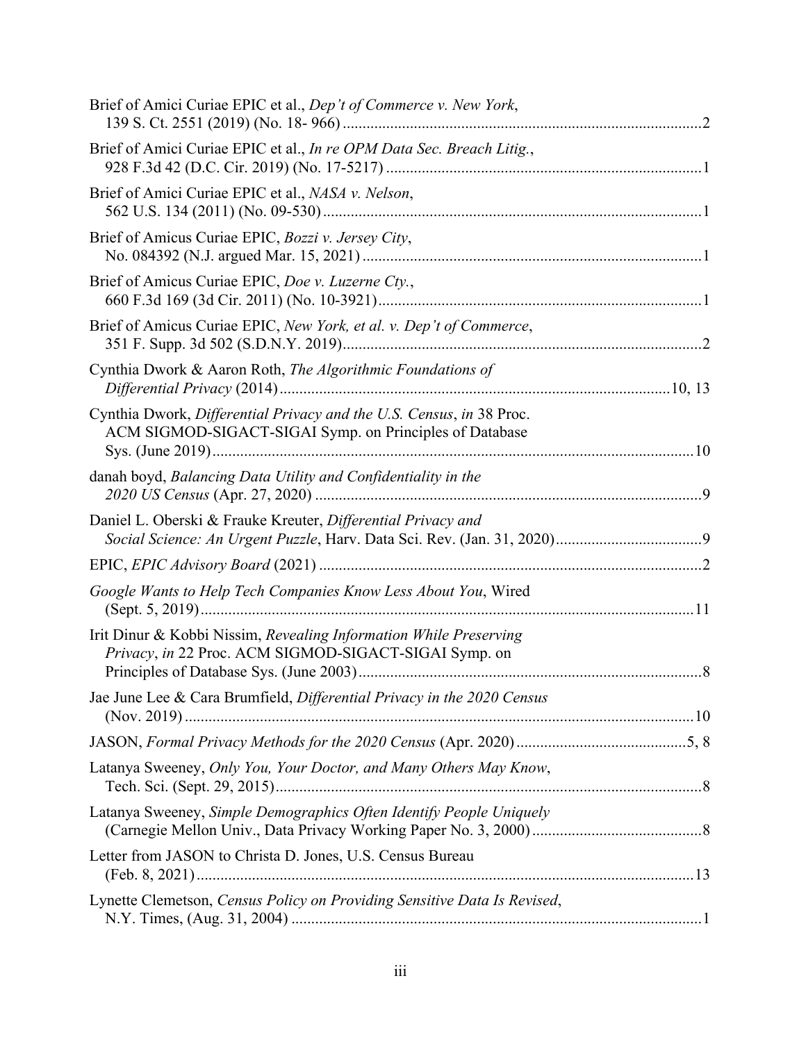Brief of Amici Curiae EPIC et al., *Dep't of Commerce v. New York*, 139 S. Ct. 2551 (2019) (No. 18- 966) ........................................................................................... 2

Brief of Amici Curiae EPIC et al., *In re OPM Data Sec. Breach Litig.*, 928 F.3d 42 (D.C. Cir. 2019) (No. 17-5217) ................................................................................ 1

Brief of Amici Curiae EPIC et al., *NASA v. Nelson*, 562 U.S. 134 (2011) (No. 09-530) ................................................................................................ 1

Brief of Amicus Curiae EPIC, *Bozzi v. Jersey City*, No. 084392 (N.J. argued Mar. 15, 2021) ..................................................................................... 1

Brief of Amicus Curiae EPIC, *Doe v. Luzerne Cty.*, 660 F.3d 169 (3d Cir. 2011) (No. 10-3921) ................................................................................. 1

Brief of Amicus Curiae EPIC, *New York, et al. v. Dep't of Commerce*, 351 F. Supp. 3d 502 (S.D.N.Y. 2019) ........................................................................................... 2

Cynthia Dwork & Aaron Roth, *The Algorithmic Foundations of Differential Privacy* (2014) ................................................................................................... 10, 13

Cynthia Dwork, *Differential Privacy and the U.S. Census*, *in* 38 Proc. ACM SIGMOD-SIGACT-SIGAI Symp. on Principles of Database Sys. (June 2019) .......................................................................................................... 10

danah boyd, *Balancing Data Utility and Confidentiality in the 2020 US Census* (Apr. 27, 2020) .................................................................................. 9

Daniel L. Oberski & Frauke Kreuter, *Differential Privacy and Social Science: An Urgent Puzzle*, Harv. Data Sci. Rev. (Jan. 31, 2020) ..................................... 9

EPIC, *EPIC Advisory Board* (2021) ................................................................................ 2

*Google Wants to Help Tech Companies Know Less About You*, Wired (Sept. 5, 2019) ............................................................................................................. 11

Irit Dinur & Kobbi Nissim, *Revealing Information While Preserving Privacy*, *in* 22 Proc. ACM SIGMOD-SIGACT-SIGAI Symp. on Principles of Database Sys. (June 2003) ....................................................................... 8

Jae June Lee & Cara Brumfield, *Differential Privacy in the 2020 Census* (Nov. 2019) ................................................................................................................. 10

JASON, *Formal Privacy Methods for the 2020 Census* (Apr. 2020) ........................................... 5, 8

Latanya Sweeney, *Only You, Your Doctor, and Many Others May Know*, Tech. Sci. (Sept. 29, 2015) ........................................................................................... 8

Latanya Sweeney, *Simple Demographics Often Identify People Uniquely* (Carnegie Mellon Univ., Data Privacy Working Paper No. 3, 2000) ........................................... 8

Letter from JASON to Christa D. Jones, U.S. Census Bureau (Feb. 8, 2021) ............................................................................................................. 13

Lynette Clemetson, *Census Policy on Providing Sensitive Data Is Revised*, N.Y. Times, (Aug. 31, 2004) ........................................................................................ 1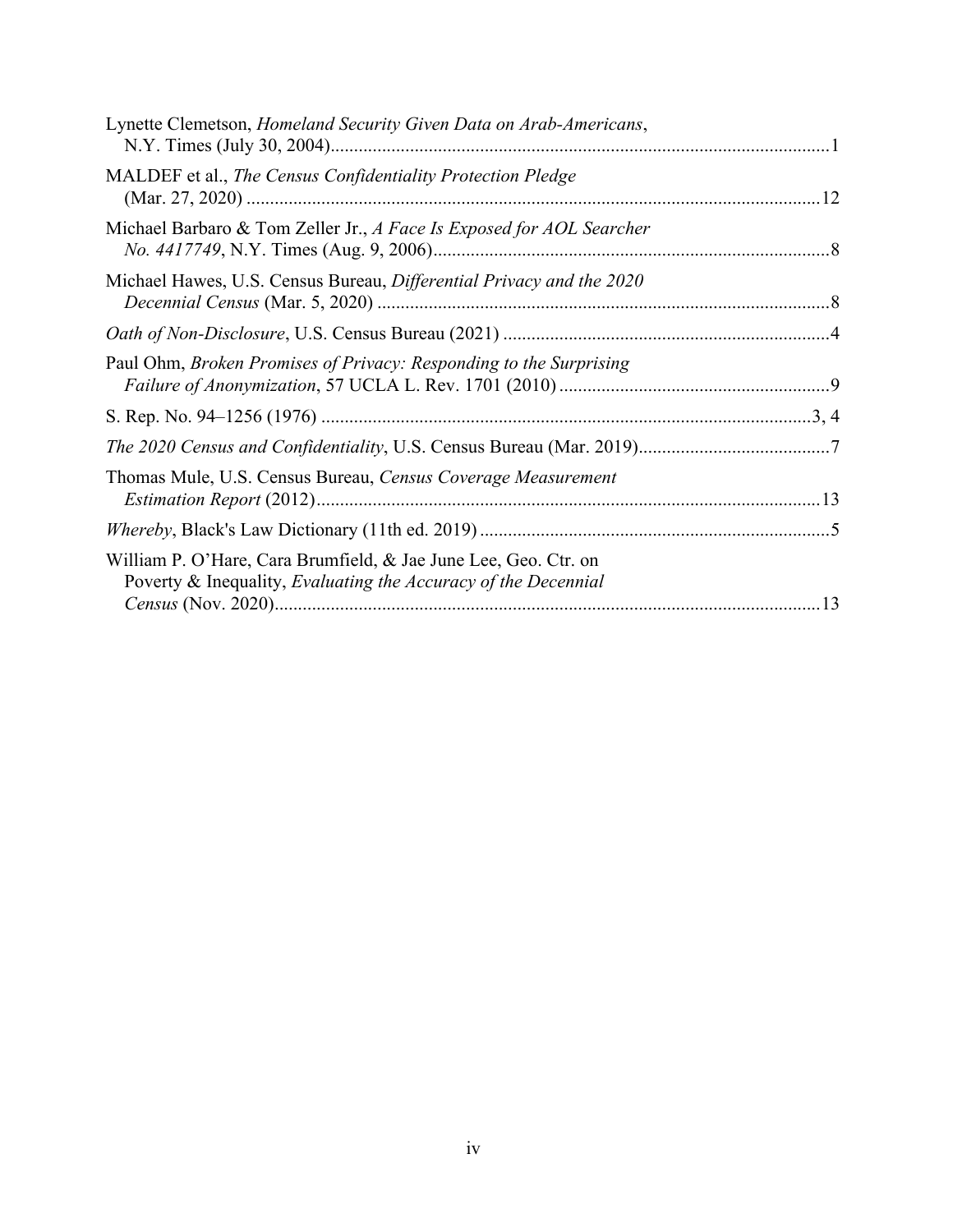Lynette Clemetson, *Homeland Security Given Data on Arab-Americans*, N.Y. Times (July 30, 2004)..........1

MALDEF et al., *The Census Confidentiality Protection Pledge* (Mar. 27, 2020)..........12

Michael Barbaro & Tom Zeller Jr., *A Face Is Exposed for AOL Searcher No. 4417749*, N.Y. Times (Aug. 9, 2006)..........8

Michael Hawes, U.S. Census Bureau, *Differential Privacy and the 2020 Decennial Census* (Mar. 5, 2020)..........8

*Oath of Non-Disclosure*, U.S. Census Bureau (2021)..........4

Paul Ohm, *Broken Promises of Privacy: Responding to the Surprising Failure of Anonymization*, 57 UCLA L. Rev. 1701 (2010)..........9

S. Rep. No. 94–1256 (1976)..........3, 4

*The 2020 Census and Confidentiality*, U.S. Census Bureau (Mar. 2019)..........7

Thomas Mule, U.S. Census Bureau, *Census Coverage Measurement Estimation Report* (2012)..........13

*Whereby*, Black's Law Dictionary (11th ed. 2019)..........5

William P. O'Hare, Cara Brumfield, & Jae June Lee, Geo. Ctr. on Poverty & Inequality, *Evaluating the Accuracy of the Decennial Census* (Nov. 2020)..........13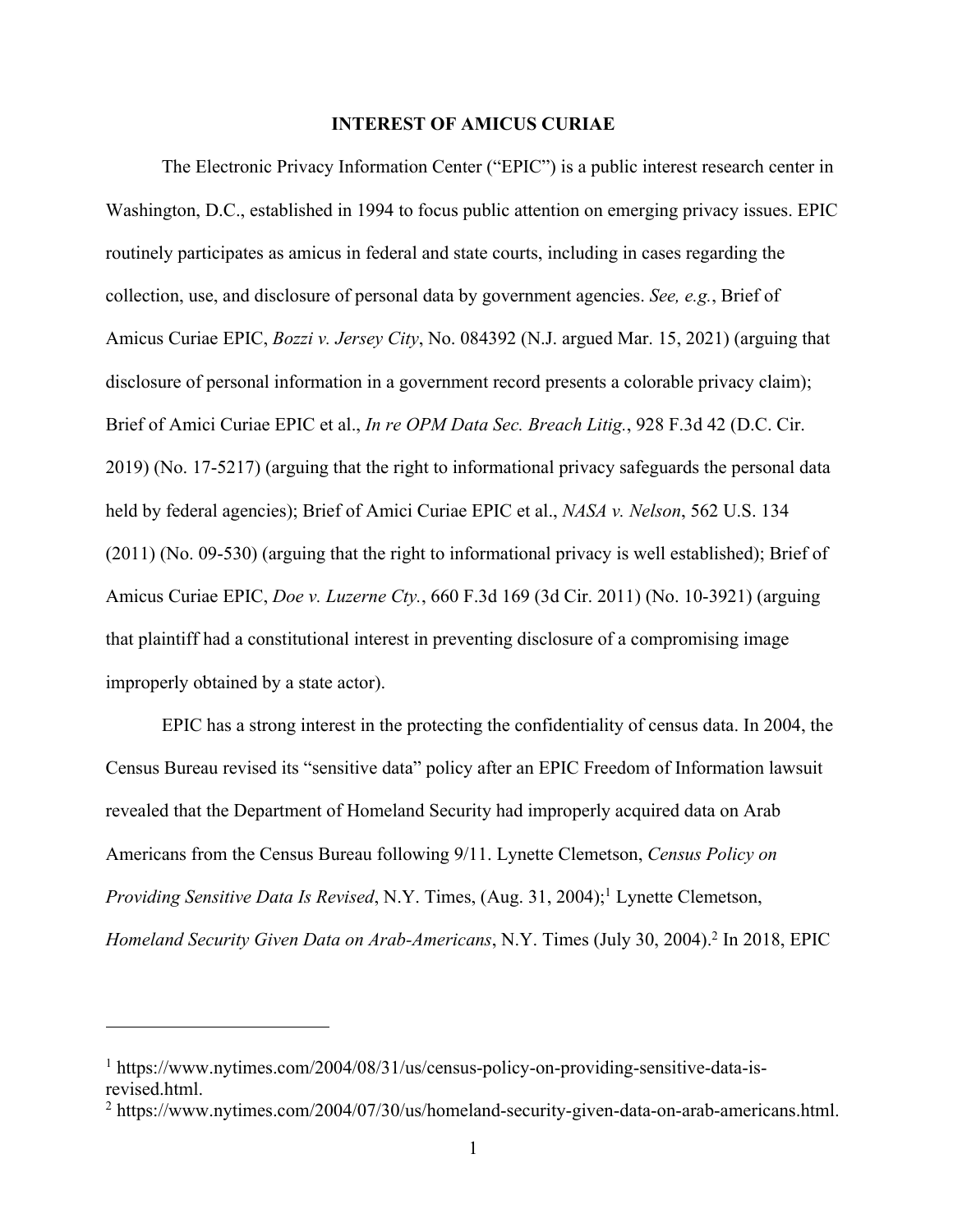## INTEREST OF AMICUS CURIAE

The Electronic Privacy Information Center ("EPIC") is a public interest research center in Washington, D.C., established in 1994 to focus public attention on emerging privacy issues. EPIC routinely participates as amicus in federal and state courts, including in cases regarding the collection, use, and disclosure of personal data by government agencies. *See, e.g.*, Brief of Amicus Curiae EPIC, *Bozzi v. Jersey City*, No. 084392 (N.J. argued Mar. 15, 2021) (arguing that disclosure of personal information in a government record presents a colorable privacy claim); Brief of Amici Curiae EPIC et al., *In re OPM Data Sec. Breach Litig.*, 928 F.3d 42 (D.C. Cir. 2019) (No. 17-5217) (arguing that the right to informational privacy safeguards the personal data held by federal agencies); Brief of Amici Curiae EPIC et al., *NASA v. Nelson*, 562 U.S. 134 (2011) (No. 09-530) (arguing that the right to informational privacy is well established); Brief of Amicus Curiae EPIC, *Doe v. Luzerne Cty.*, 660 F.3d 169 (3d Cir. 2011) (No. 10-3921) (arguing that plaintiff had a constitutional interest in preventing disclosure of a compromising image improperly obtained by a state actor).

EPIC has a strong interest in the protecting the confidentiality of census data. In 2004, the Census Bureau revised its "sensitive data" policy after an EPIC Freedom of Information lawsuit revealed that the Department of Homeland Security had improperly acquired data on Arab Americans from the Census Bureau following 9/11. Lynette Clemetson, *Census Policy on Providing Sensitive Data Is Revised*, N.Y. Times, (Aug. 31, 2004);[1] Lynette Clemetson, *Homeland Security Given Data on Arab-Americans*, N.Y. Times (July 30, 2004).[2] In 2018, EPIC

---

[1] https://www.nytimes.com/2004/08/31/us/census-policy-on-providing-sensitive-data-is-revised.html.

[2] https://www.nytimes.com/2004/07/30/us/homeland-security-given-data-on-arab-americans.html.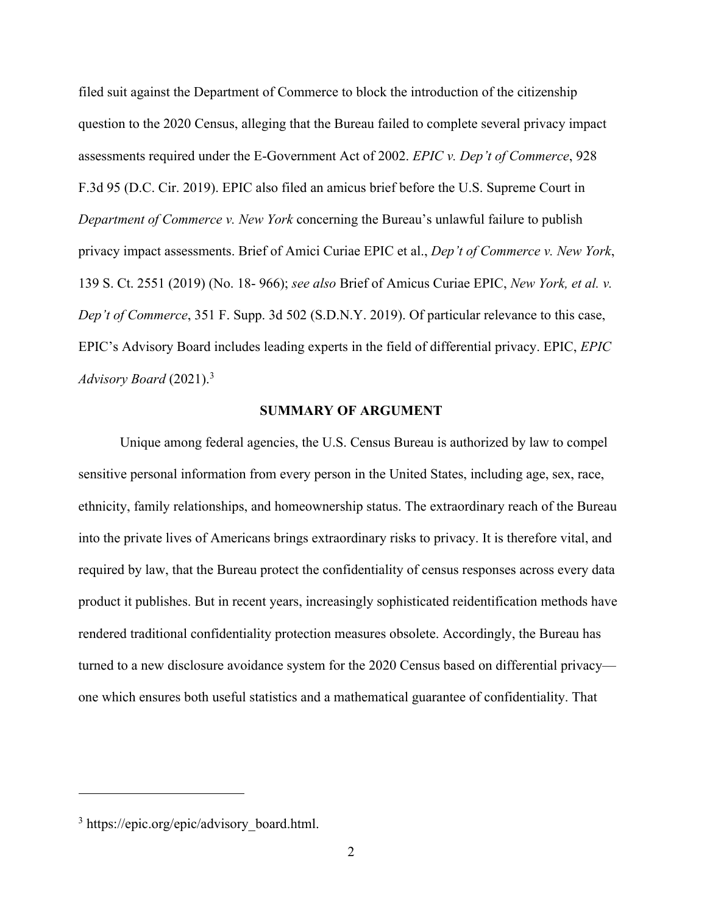filed suit against the Department of Commerce to block the introduction of the citizenship question to the 2020 Census, alleging that the Bureau failed to complete several privacy impact assessments required under the E-Government Act of 2002. *EPIC v. Dep't of Commerce*, 928 F.3d 95 (D.C. Cir. 2019). EPIC also filed an amicus brief before the U.S. Supreme Court in *Department of Commerce v. New York* concerning the Bureau's unlawful failure to publish privacy impact assessments. Brief of Amici Curiae EPIC et al., *Dep't of Commerce v. New York*, 139 S. Ct. 2551 (2019) (No. 18- 966); *see also* Brief of Amicus Curiae EPIC, *New York, et al. v. Dep't of Commerce*, 351 F. Supp. 3d 502 (S.D.N.Y. 2019). Of particular relevance to this case, EPIC's Advisory Board includes leading experts in the field of differential privacy. EPIC, *EPIC Advisory Board* (2021).[3]

## SUMMARY OF ARGUMENT

Unique among federal agencies, the U.S. Census Bureau is authorized by law to compel sensitive personal information from every person in the United States, including age, sex, race, ethnicity, family relationships, and homeownership status. The extraordinary reach of the Bureau into the private lives of Americans brings extraordinary risks to privacy. It is therefore vital, and required by law, that the Bureau protect the confidentiality of census responses across every data product it publishes. But in recent years, increasingly sophisticated reidentification methods have rendered traditional confidentiality protection measures obsolete. Accordingly, the Bureau has turned to a new disclosure avoidance system for the 2020 Census based on differential privacy—one which ensures both useful statistics and a mathematical guarantee of confidentiality. That

---

[3] https://epic.org/epic/advisory_board.html.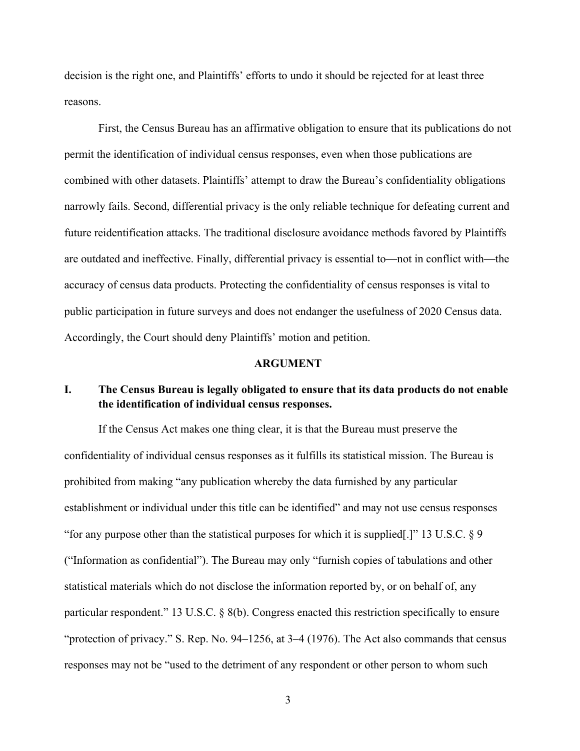decision is the right one, and Plaintiffs' efforts to undo it should be rejected for at least three reasons.

First, the Census Bureau has an affirmative obligation to ensure that its publications do not permit the identification of individual census responses, even when those publications are combined with other datasets. Plaintiffs' attempt to draw the Bureau's confidentiality obligations narrowly fails. Second, differential privacy is the only reliable technique for defeating current and future reidentification attacks. The traditional disclosure avoidance methods favored by Plaintiffs are outdated and ineffective. Finally, differential privacy is essential to—not in conflict with—the accuracy of census data products. Protecting the confidentiality of census responses is vital to public participation in future surveys and does not endanger the usefulness of 2020 Census data. Accordingly, the Court should deny Plaintiffs' motion and petition.

## ARGUMENT

### I. The Census Bureau is legally obligated to ensure that its data products do not enable the identification of individual census responses.

If the Census Act makes one thing clear, it is that the Bureau must preserve the confidentiality of individual census responses as it fulfills its statistical mission. The Bureau is prohibited from making "any publication whereby the data furnished by any particular establishment or individual under this title can be identified" and may not use census responses "for any purpose other than the statistical purposes for which it is supplied[.]" 13 U.S.C. § 9 ("Information as confidential"). The Bureau may only "furnish copies of tabulations and other statistical materials which do not disclose the information reported by, or on behalf of, any particular respondent." 13 U.S.C. § 8(b). Congress enacted this restriction specifically to ensure "protection of privacy." S. Rep. No. 94–1256, at 3–4 (1976). The Act also commands that census responses may not be "used to the detriment of any respondent or other person to whom such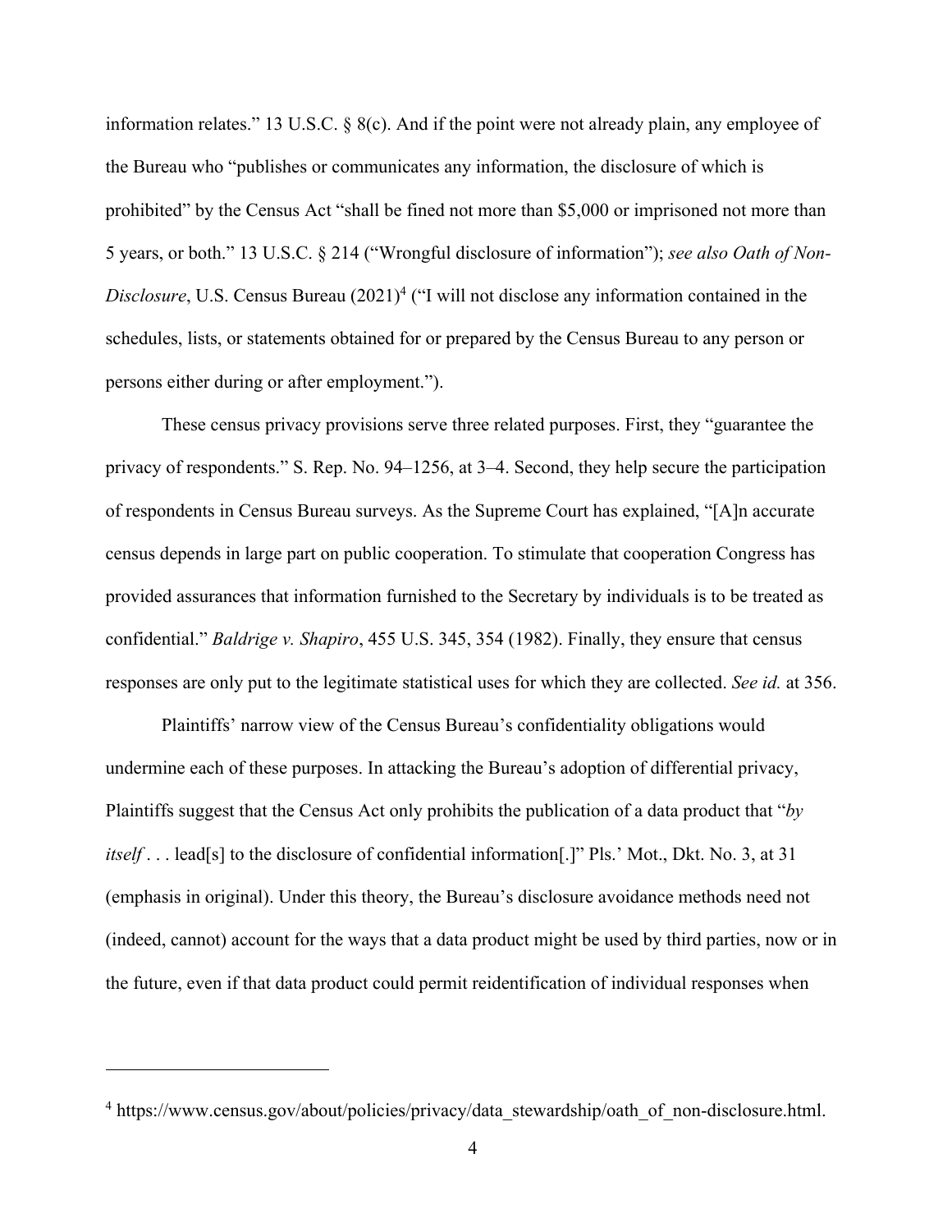information relates." 13 U.S.C. § 8(c). And if the point were not already plain, any employee of the Bureau who "publishes or communicates any information, the disclosure of which is prohibited" by the Census Act "shall be fined not more than $5,000 or imprisoned not more than 5 years, or both." 13 U.S.C. § 214 ("Wrongful disclosure of information"); *see also Oath of Non-Disclosure*, U.S. Census Bureau (2021)[4] ("I will not disclose any information contained in the schedules, lists, or statements obtained for or prepared by the Census Bureau to any person or persons either during or after employment.").

These census privacy provisions serve three related purposes. First, they "guarantee the privacy of respondents." S. Rep. No. 94–1256, at 3–4. Second, they help secure the participation of respondents in Census Bureau surveys. As the Supreme Court has explained, "[A]n accurate census depends in large part on public cooperation. To stimulate that cooperation Congress has provided assurances that information furnished to the Secretary by individuals is to be treated as confidential." *Baldrige v. Shapiro*, 455 U.S. 345, 354 (1982). Finally, they ensure that census responses are only put to the legitimate statistical uses for which they are collected. *See id.* at 356.

Plaintiffs' narrow view of the Census Bureau's confidentiality obligations would undermine each of these purposes. In attacking the Bureau's adoption of differential privacy, Plaintiffs suggest that the Census Act only prohibits the publication of a data product that "*by itself* . . . lead[s] to the disclosure of confidential information[.]" Pls.' Mot., Dkt. No. 3, at 31 (emphasis in original). Under this theory, the Bureau's disclosure avoidance methods need not (indeed, cannot) account for the ways that a data product might be used by third parties, now or in the future, even if that data product could permit reidentification of individual responses when

---

[4] https://www.census.gov/about/policies/privacy/data_stewardship/oath_of_non-disclosure.html.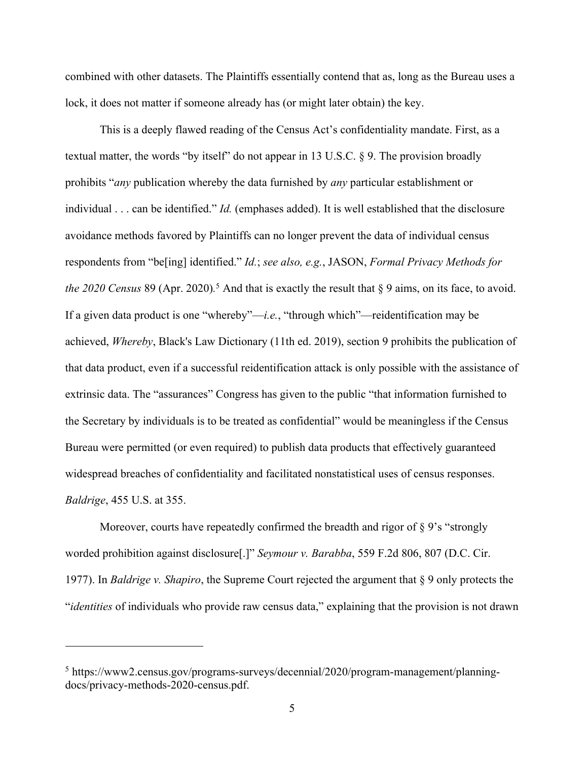combined with other datasets. The Plaintiffs essentially contend that as, long as the Bureau uses a lock, it does not matter if someone already has (or might later obtain) the key.

This is a deeply flawed reading of the Census Act's confidentiality mandate. First, as a textual matter, the words "by itself" do not appear in 13 U.S.C. § 9. The provision broadly prohibits "*any* publication whereby the data furnished by *any* particular establishment or individual . . . can be identified." *Id.* (emphases added). It is well established that the disclosure avoidance methods favored by Plaintiffs can no longer prevent the data of individual census respondents from "be[ing] identified." *Id.*; *see also, e.g.*, JASON, *Formal Privacy Methods for the 2020 Census* 89 (Apr. 2020).[5] And that is exactly the result that § 9 aims, on its face, to avoid. If a given data product is one "whereby"—*i.e.*, "through which"—reidentification may be achieved, *Whereby*, Black's Law Dictionary (11th ed. 2019), section 9 prohibits the publication of that data product, even if a successful reidentification attack is only possible with the assistance of extrinsic data. The "assurances" Congress has given to the public "that information furnished to the Secretary by individuals is to be treated as confidential" would be meaningless if the Census Bureau were permitted (or even required) to publish data products that effectively guaranteed widespread breaches of confidentiality and facilitated nonstatistical uses of census responses. *Baldrige*, 455 U.S. at 355.

Moreover, courts have repeatedly confirmed the breadth and rigor of § 9's "strongly worded prohibition against disclosure[.]" *Seymour v. Barabba*, 559 F.2d 806, 807 (D.C. Cir. 1977). In *Baldrige v. Shapiro*, the Supreme Court rejected the argument that § 9 only protects the "*identities* of individuals who provide raw census data," explaining that the provision is not drawn

---

[5] https://www2.census.gov/programs-surveys/decennial/2020/program-management/planning-docs/privacy-methods-2020-census.pdf.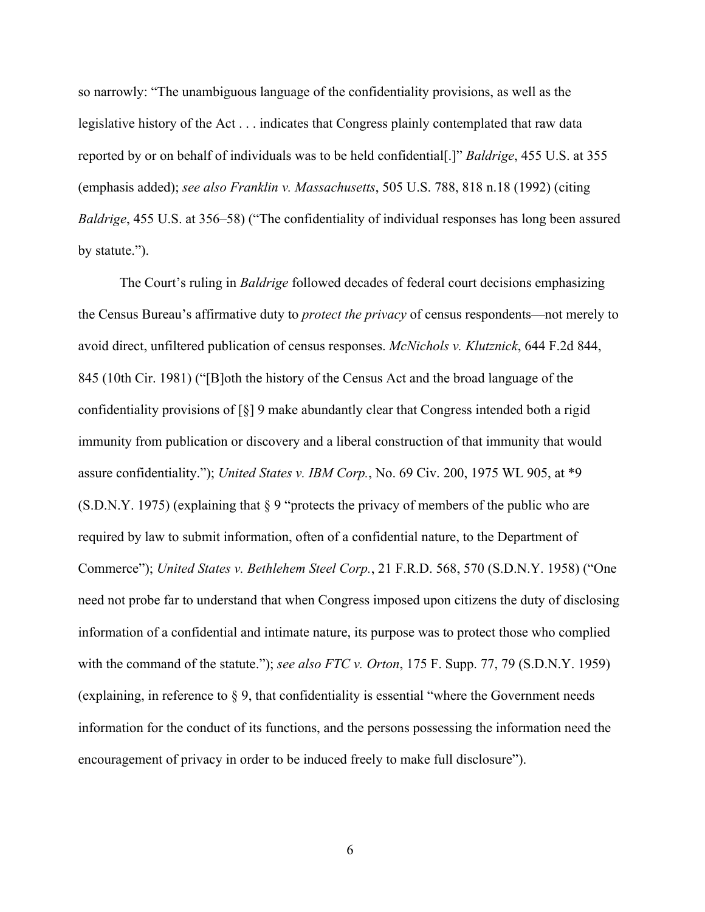so narrowly: "The unambiguous language of the confidentiality provisions, as well as the legislative history of the Act . . . indicates that Congress plainly contemplated that raw data reported by or on behalf of individuals was to be held confidential[.]" *Baldrige*, 455 U.S. at 355 (emphasis added); *see also Franklin v. Massachusetts*, 505 U.S. 788, 818 n.18 (1992) (citing *Baldrige*, 455 U.S. at 356–58) ("The confidentiality of individual responses has long been assured by statute.").

The Court's ruling in *Baldrige* followed decades of federal court decisions emphasizing the Census Bureau's affirmative duty to *protect the privacy* of census respondents—not merely to avoid direct, unfiltered publication of census responses. *McNichols v. Klutznick*, 644 F.2d 844, 845 (10th Cir. 1981) ("[B]oth the history of the Census Act and the broad language of the confidentiality provisions of [§] 9 make abundantly clear that Congress intended both a rigid immunity from publication or discovery and a liberal construction of that immunity that would assure confidentiality."); *United States v. IBM Corp.*, No. 69 Civ. 200, 1975 WL 905, at *9 (S.D.N.Y. 1975) (explaining that § 9 "protects the privacy of members of the public who are required by law to submit information, often of a confidential nature, to the Department of Commerce"); *United States v. Bethlehem Steel Corp.*, 21 F.R.D. 568, 570 (S.D.N.Y. 1958) ("One need not probe far to understand that when Congress imposed upon citizens the duty of disclosing information of a confidential and intimate nature, its purpose was to protect those who complied with the command of the statute."); *see also FTC v. Orton*, 175 F. Supp. 77, 79 (S.D.N.Y. 1959) (explaining, in reference to § 9, that confidentiality is essential "where the Government needs information for the conduct of its functions, and the persons possessing the information need the encouragement of privacy in order to be induced freely to make full disclosure").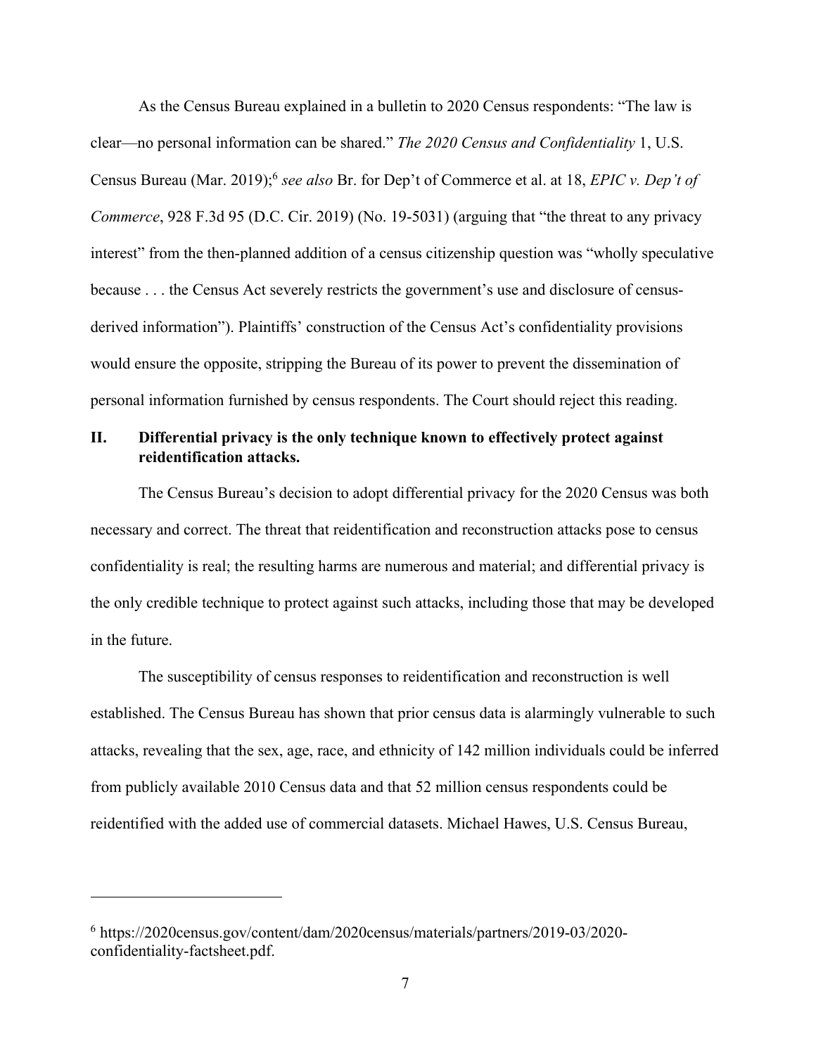As the Census Bureau explained in a bulletin to 2020 Census respondents: "The law is clear—no personal information can be shared." *The 2020 Census and Confidentiality* 1, U.S. Census Bureau (Mar. 2019);[6] *see also* Br. for Dep't of Commerce et al. at 18, *EPIC v. Dep't of Commerce*, 928 F.3d 95 (D.C. Cir. 2019) (No. 19-5031) (arguing that "the threat to any privacy interest" from the then-planned addition of a census citizenship question was "wholly speculative because . . . the Census Act severely restricts the government's use and disclosure of census-derived information"). Plaintiffs' construction of the Census Act's confidentiality provisions would ensure the opposite, stripping the Bureau of its power to prevent the dissemination of personal information furnished by census respondents. The Court should reject this reading.

## II. Differential privacy is the only technique known to effectively protect against reidentification attacks.

The Census Bureau's decision to adopt differential privacy for the 2020 Census was both necessary and correct. The threat that reidentification and reconstruction attacks pose to census confidentiality is real; the resulting harms are numerous and material; and differential privacy is the only credible technique to protect against such attacks, including those that may be developed in the future.

The susceptibility of census responses to reidentification and reconstruction is well established. The Census Bureau has shown that prior census data is alarmingly vulnerable to such attacks, revealing that the sex, age, race, and ethnicity of 142 million individuals could be inferred from publicly available 2010 Census data and that 52 million census respondents could be reidentified with the added use of commercial datasets. Michael Hawes, U.S. Census Bureau,

---

[6] https://2020census.gov/content/dam/2020census/materials/partners/2019-03/2020-confidentiality-factsheet.pdf.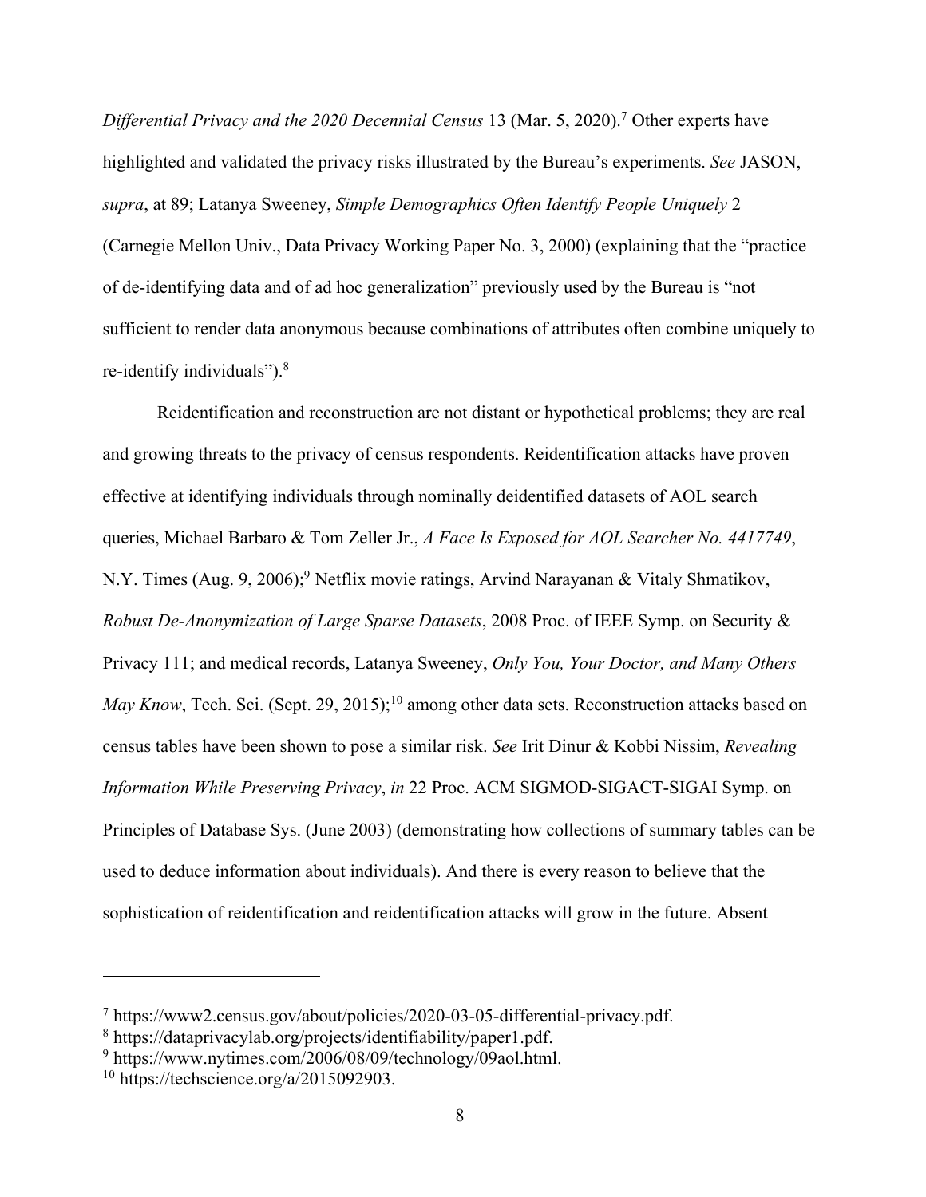*Differential Privacy and the 2020 Decennial Census* 13 (Mar. 5, 2020).[7] Other experts have highlighted and validated the privacy risks illustrated by the Bureau's experiments. *See* JASON, *supra*, at 89; Latanya Sweeney, *Simple Demographics Often Identify People Uniquely* 2 (Carnegie Mellon Univ., Data Privacy Working Paper No. 3, 2000) (explaining that the "practice of de-identifying data and of ad hoc generalization" previously used by the Bureau is "not sufficient to render data anonymous because combinations of attributes often combine uniquely to re-identify individuals").[8]

Reidentification and reconstruction are not distant or hypothetical problems; they are real and growing threats to the privacy of census respondents. Reidentification attacks have proven effective at identifying individuals through nominally deidentified datasets of AOL search queries, Michael Barbaro & Tom Zeller Jr., *A Face Is Exposed for AOL Searcher No. 4417749*, N.Y. Times (Aug. 9, 2006);[9] Netflix movie ratings, Arvind Narayanan & Vitaly Shmatikov, *Robust De-Anonymization of Large Sparse Datasets*, 2008 Proc. of IEEE Symp. on Security & Privacy 111; and medical records, Latanya Sweeney, *Only You, Your Doctor, and Many Others May Know*, Tech. Sci. (Sept. 29, 2015);[10] among other data sets. Reconstruction attacks based on census tables have been shown to pose a similar risk. *See* Irit Dinur & Kobbi Nissim, *Revealing Information While Preserving Privacy*, *in* 22 Proc. ACM SIGMOD-SIGACT-SIGAI Symp. on Principles of Database Sys. (June 2003) (demonstrating how collections of summary tables can be used to deduce information about individuals). And there is every reason to believe that the sophistication of reidentification and reidentification attacks will grow in the future. Absent

---

[7] https://www2.census.gov/about/policies/2020-03-05-differential-privacy.pdf.

[8] https://dataprivacylab.org/projects/identifiability/paper1.pdf.

[9] https://www.nytimes.com/2006/08/09/technology/09aol.html.

[10] https://techscience.org/a/2015092903.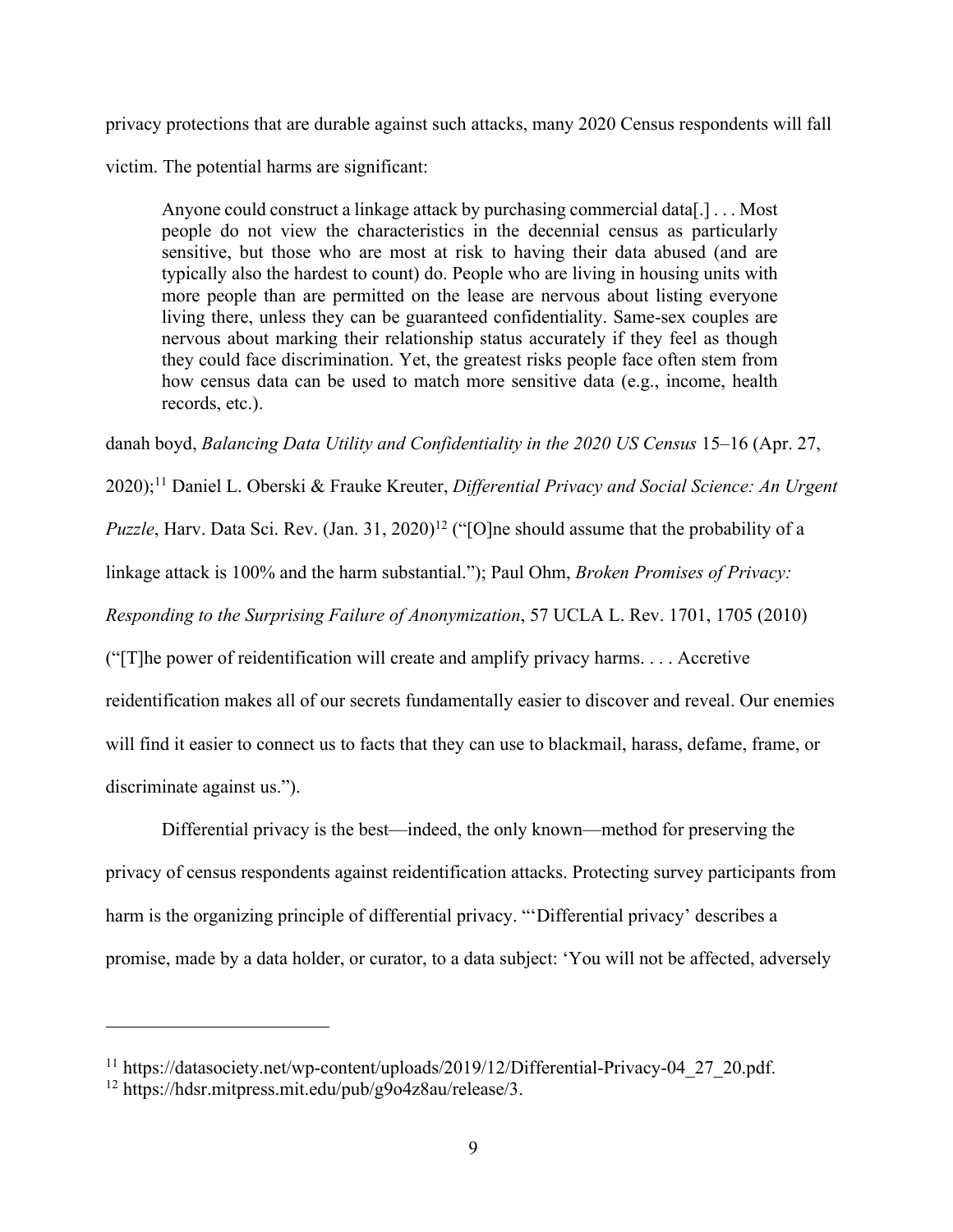privacy protections that are durable against such attacks, many 2020 Census respondents will fall victim. The potential harms are significant:

> Anyone could construct a linkage attack by purchasing commercial data[.] . . . Most people do not view the characteristics in the decennial census as particularly sensitive, but those who are most at risk to having their data abused (and are typically also the hardest to count) do. People who are living in housing units with more people than are permitted on the lease are nervous about listing everyone living there, unless they can be guaranteed confidentiality. Same-sex couples are nervous about marking their relationship status accurately if they feel as though they could face discrimination. Yet, the greatest risks people face often stem from how census data can be used to match more sensitive data (e.g., income, health records, etc.).

danah boyd, *Balancing Data Utility and Confidentiality in the 2020 US Census* 15–16 (Apr. 27, 2020);[11] Daniel L. Oberski & Frauke Kreuter, *Differential Privacy and Social Science: An Urgent Puzzle*, Harv. Data Sci. Rev. (Jan. 31, 2020)[12] ("[O]ne should assume that the probability of a linkage attack is 100% and the harm substantial."); Paul Ohm, *Broken Promises of Privacy: Responding to the Surprising Failure of Anonymization*, 57 UCLA L. Rev. 1701, 1705 (2010) ("[T]he power of reidentification will create and amplify privacy harms. . . . Accretive reidentification makes all of our secrets fundamentally easier to discover and reveal. Our enemies will find it easier to connect us to facts that they can use to blackmail, harass, defame, frame, or discriminate against us.").

Differential privacy is the best—indeed, the only known—method for preserving the privacy of census respondents against reidentification attacks. Protecting survey participants from harm is the organizing principle of differential privacy. "'Differential privacy' describes a promise, made by a data holder, or curator, to a data subject: 'You will not be affected, adversely

---

[11] https://datasociety.net/wp-content/uploads/2019/12/Differential-Privacy-04_27_20.pdf.

[12] https://hdsr.mitpress.mit.edu/pub/g9o4z8au/release/3.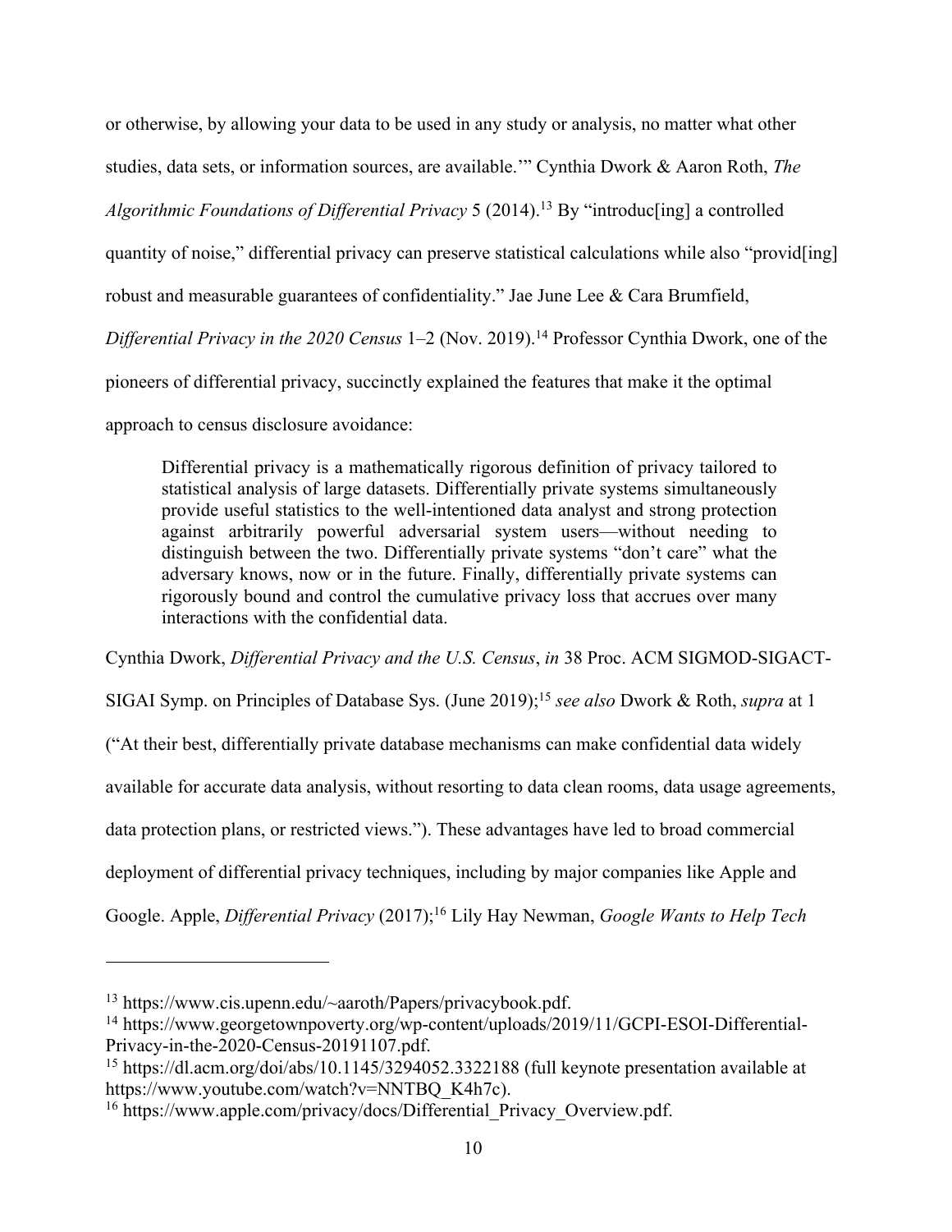or otherwise, by allowing your data to be used in any study or analysis, no matter what other studies, data sets, or information sources, are available.'" Cynthia Dwork & Aaron Roth, *The Algorithmic Foundations of Differential Privacy* 5 (2014).[13] By "introduc[ing] a controlled quantity of noise," differential privacy can preserve statistical calculations while also "provid[ing] robust and measurable guarantees of confidentiality." Jae June Lee & Cara Brumfield, *Differential Privacy in the 2020 Census* 1–2 (Nov. 2019).[14] Professor Cynthia Dwork, one of the pioneers of differential privacy, succinctly explained the features that make it the optimal approach to census disclosure avoidance:

> Differential privacy is a mathematically rigorous definition of privacy tailored to statistical analysis of large datasets. Differentially private systems simultaneously provide useful statistics to the well-intentioned data analyst and strong protection against arbitrarily powerful adversarial system users—without needing to distinguish between the two. Differentially private systems "don't care" what the adversary knows, now or in the future. Finally, differentially private systems can rigorously bound and control the cumulative privacy loss that accrues over many interactions with the confidential data.

Cynthia Dwork, *Differential Privacy and the U.S. Census*, *in* 38 Proc. ACM SIGMOD-SIGACT-SIGAI Symp. on Principles of Database Sys. (June 2019);[15] *see also* Dwork & Roth, *supra* at 1 ("At their best, differentially private database mechanisms can make confidential data widely available for accurate data analysis, without resorting to data clean rooms, data usage agreements, data protection plans, or restricted views."). These advantages have led to broad commercial deployment of differential privacy techniques, including by major companies like Apple and Google. Apple, *Differential Privacy* (2017);[16] Lily Hay Newman, *Google Wants to Help Tech*

---

[13] https://www.cis.upenn.edu/~aaroth/Papers/privacybook.pdf.

[14] https://www.georgetownpoverty.org/wp-content/uploads/2019/11/GCPI-ESOI-Differential-Privacy-in-the-2020-Census-20191107.pdf.

[15] https://dl.acm.org/doi/abs/10.1145/3294052.3322188 (full keynote presentation available at https://www.youtube.com/watch?v=NNTBQ_K4h7c).

[16] https://www.apple.com/privacy/docs/Differential_Privacy_Overview.pdf.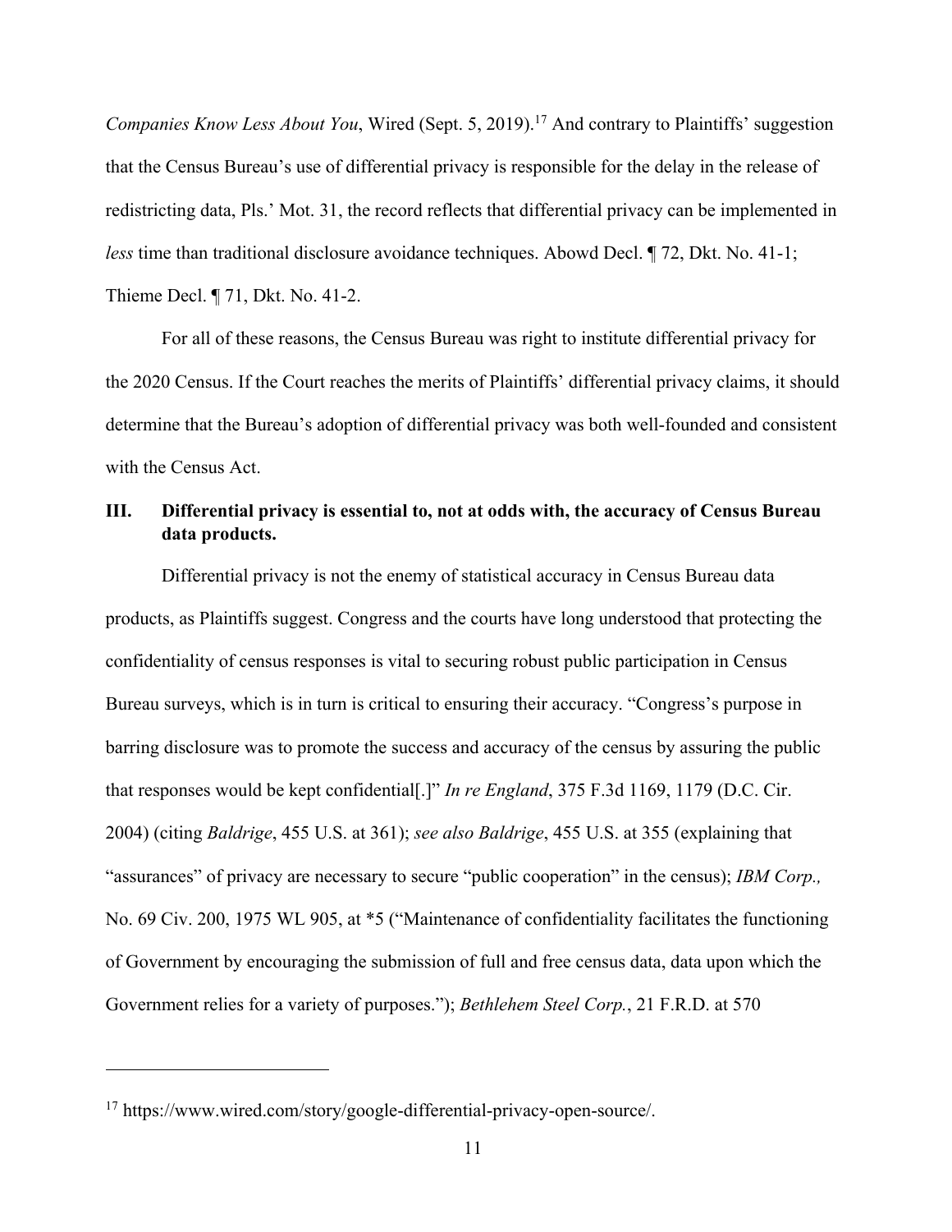*Companies Know Less About You*, Wired (Sept. 5, 2019).[17] And contrary to Plaintiffs' suggestion that the Census Bureau's use of differential privacy is responsible for the delay in the release of redistricting data, Pls.' Mot. 31, the record reflects that differential privacy can be implemented in *less* time than traditional disclosure avoidance techniques. Abowd Decl. ¶ 72, Dkt. No. 41-1; Thieme Decl. ¶ 71, Dkt. No. 41-2.

For all of these reasons, the Census Bureau was right to institute differential privacy for the 2020 Census. If the Court reaches the merits of Plaintiffs' differential privacy claims, it should determine that the Bureau's adoption of differential privacy was both well-founded and consistent with the Census Act.

## III. Differential privacy is essential to, not at odds with, the accuracy of Census Bureau data products.

Differential privacy is not the enemy of statistical accuracy in Census Bureau data products, as Plaintiffs suggest. Congress and the courts have long understood that protecting the confidentiality of census responses is vital to securing robust public participation in Census Bureau surveys, which is in turn is critical to ensuring their accuracy. "Congress's purpose in barring disclosure was to promote the success and accuracy of the census by assuring the public that responses would be kept confidential[.]" *In re England*, 375 F.3d 1169, 1179 (D.C. Cir. 2004) (citing *Baldrige*, 455 U.S. at 361); *see also Baldrige*, 455 U.S. at 355 (explaining that "assurances" of privacy are necessary to secure "public cooperation" in the census); *IBM Corp.,* No. 69 Civ. 200, 1975 WL 905, at *5 ("Maintenance of confidentiality facilitates the functioning of Government by encouraging the submission of full and free census data, data upon which the Government relies for a variety of purposes."); *Bethlehem Steel Corp.*, 21 F.R.D. at 570

---

[17] https://www.wired.com/story/google-differential-privacy-open-source/.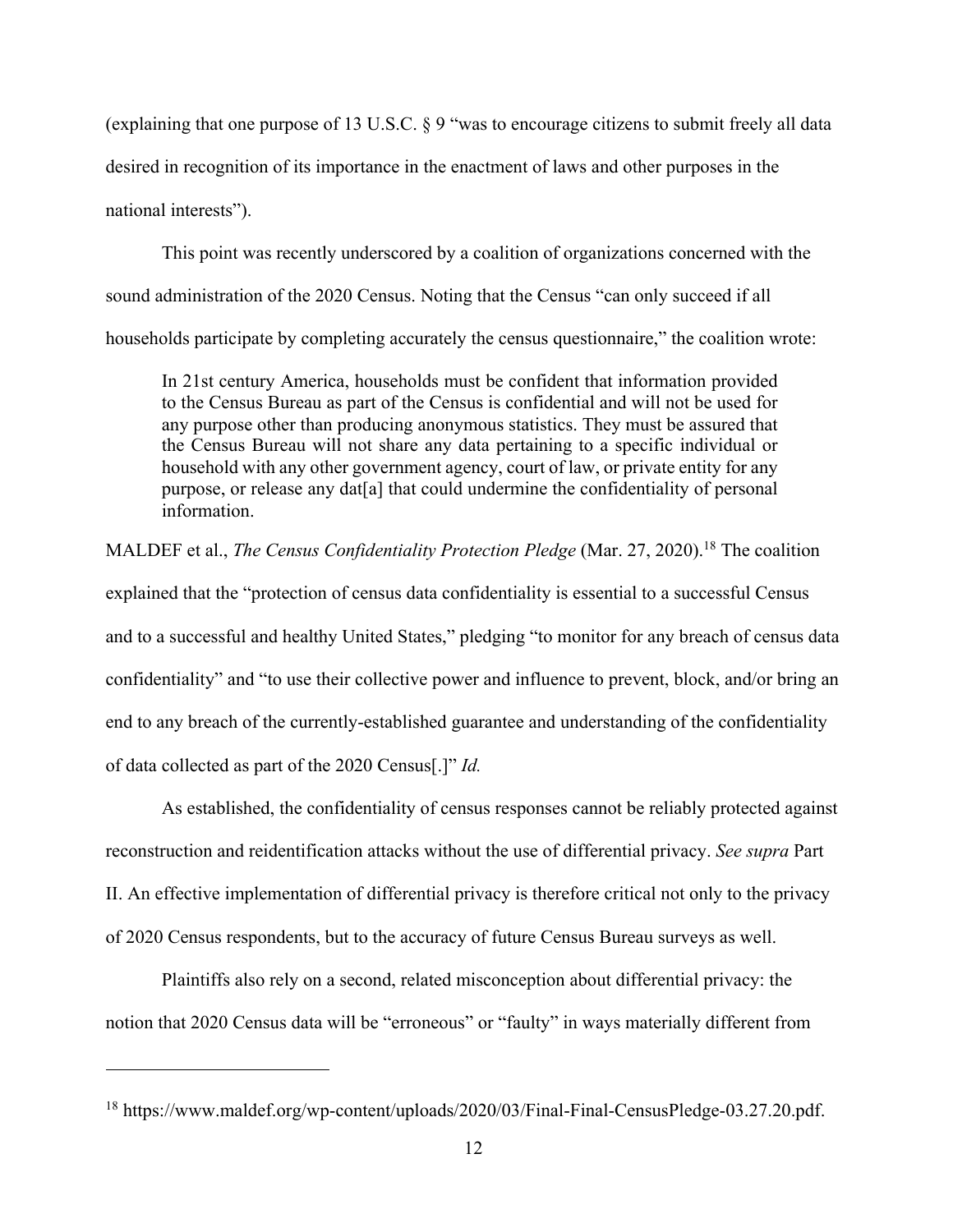(explaining that one purpose of 13 U.S.C. § 9 "was to encourage citizens to submit freely all data desired in recognition of its importance in the enactment of laws and other purposes in the national interests").

This point was recently underscored by a coalition of organizations concerned with the sound administration of the 2020 Census. Noting that the Census "can only succeed if all households participate by completing accurately the census questionnaire," the coalition wrote:

> In 21st century America, households must be confident that information provided to the Census Bureau as part of the Census is confidential and will not be used for any purpose other than producing anonymous statistics. They must be assured that the Census Bureau will not share any data pertaining to a specific individual or household with any other government agency, court of law, or private entity for any purpose, or release any dat[a] that could undermine the confidentiality of personal information.

MALDEF et al., *The Census Confidentiality Protection Pledge* (Mar. 27, 2020).[18] The coalition explained that the "protection of census data confidentiality is essential to a successful Census and to a successful and healthy United States," pledging "to monitor for any breach of census data confidentiality" and "to use their collective power and influence to prevent, block, and/or bring an end to any breach of the currently-established guarantee and understanding of the confidentiality of data collected as part of the 2020 Census[.]" *Id.*

As established, the confidentiality of census responses cannot be reliably protected against reconstruction and reidentification attacks without the use of differential privacy. *See supra* Part II. An effective implementation of differential privacy is therefore critical not only to the privacy of 2020 Census respondents, but to the accuracy of future Census Bureau surveys as well.

Plaintiffs also rely on a second, related misconception about differential privacy: the notion that 2020 Census data will be "erroneous" or "faulty" in ways materially different from

---

[18] https://www.maldef.org/wp-content/uploads/2020/03/Final-Final-CensusPledge-03.27.20.pdf.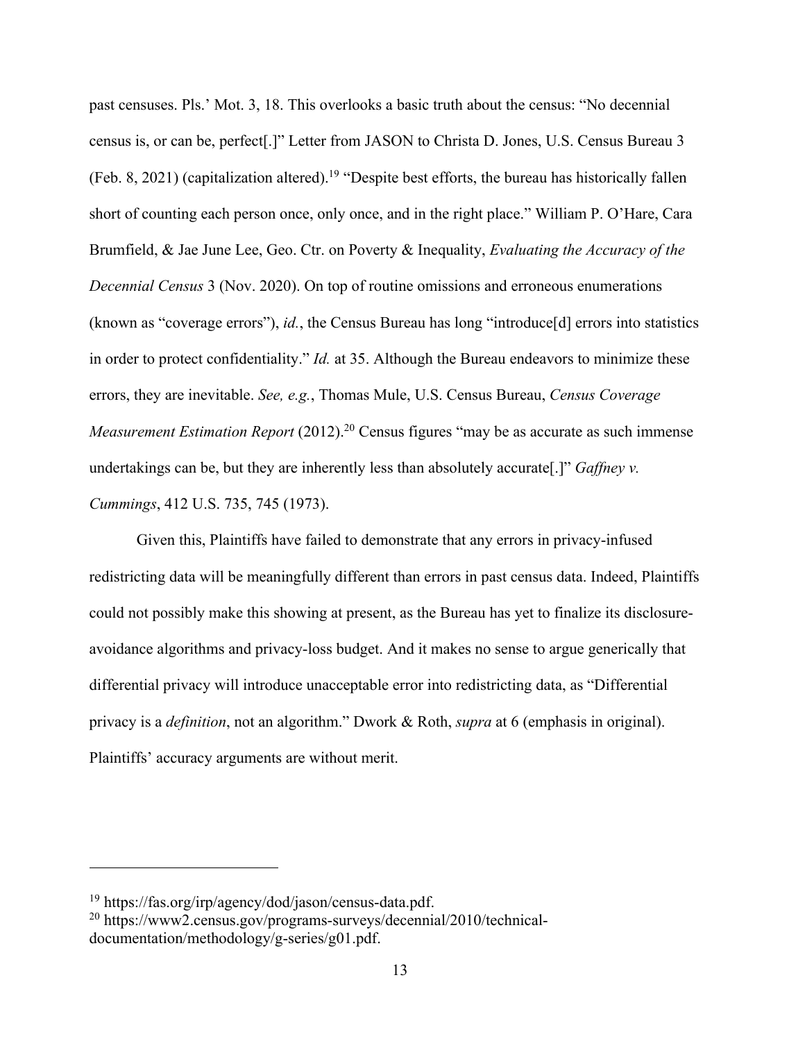past censuses. Pls.' Mot. 3, 18. This overlooks a basic truth about the census: "No decennial census is, or can be, perfect[.]" Letter from JASON to Christa D. Jones, U.S. Census Bureau 3 (Feb. 8, 2021) (capitalization altered).[19] "Despite best efforts, the bureau has historically fallen short of counting each person once, only once, and in the right place." William P. O'Hare, Cara Brumfield, & Jae June Lee, Geo. Ctr. on Poverty & Inequality, *Evaluating the Accuracy of the Decennial Census* 3 (Nov. 2020). On top of routine omissions and erroneous enumerations (known as "coverage errors"), *id.*, the Census Bureau has long "introduce[d] errors into statistics in order to protect confidentiality." *Id.* at 35. Although the Bureau endeavors to minimize these errors, they are inevitable. *See, e.g.*, Thomas Mule, U.S. Census Bureau, *Census Coverage Measurement Estimation Report* (2012).[20] Census figures "may be as accurate as such immense undertakings can be, but they are inherently less than absolutely accurate[.]" *Gaffney v. Cummings*, 412 U.S. 735, 745 (1973).

Given this, Plaintiffs have failed to demonstrate that any errors in privacy-infused redistricting data will be meaningfully different than errors in past census data. Indeed, Plaintiffs could not possibly make this showing at present, as the Bureau has yet to finalize its disclosure-avoidance algorithms and privacy-loss budget. And it makes no sense to argue generically that differential privacy will introduce unacceptable error into redistricting data, as "Differential privacy is a *definition*, not an algorithm." Dwork & Roth, *supra* at 6 (emphasis in original). Plaintiffs' accuracy arguments are without merit.

---

[19] https://fas.org/irp/agency/dod/jason/census-data.pdf.

[20] https://www2.census.gov/programs-surveys/decennial/2010/technical-documentation/methodology/g-series/g01.pdf.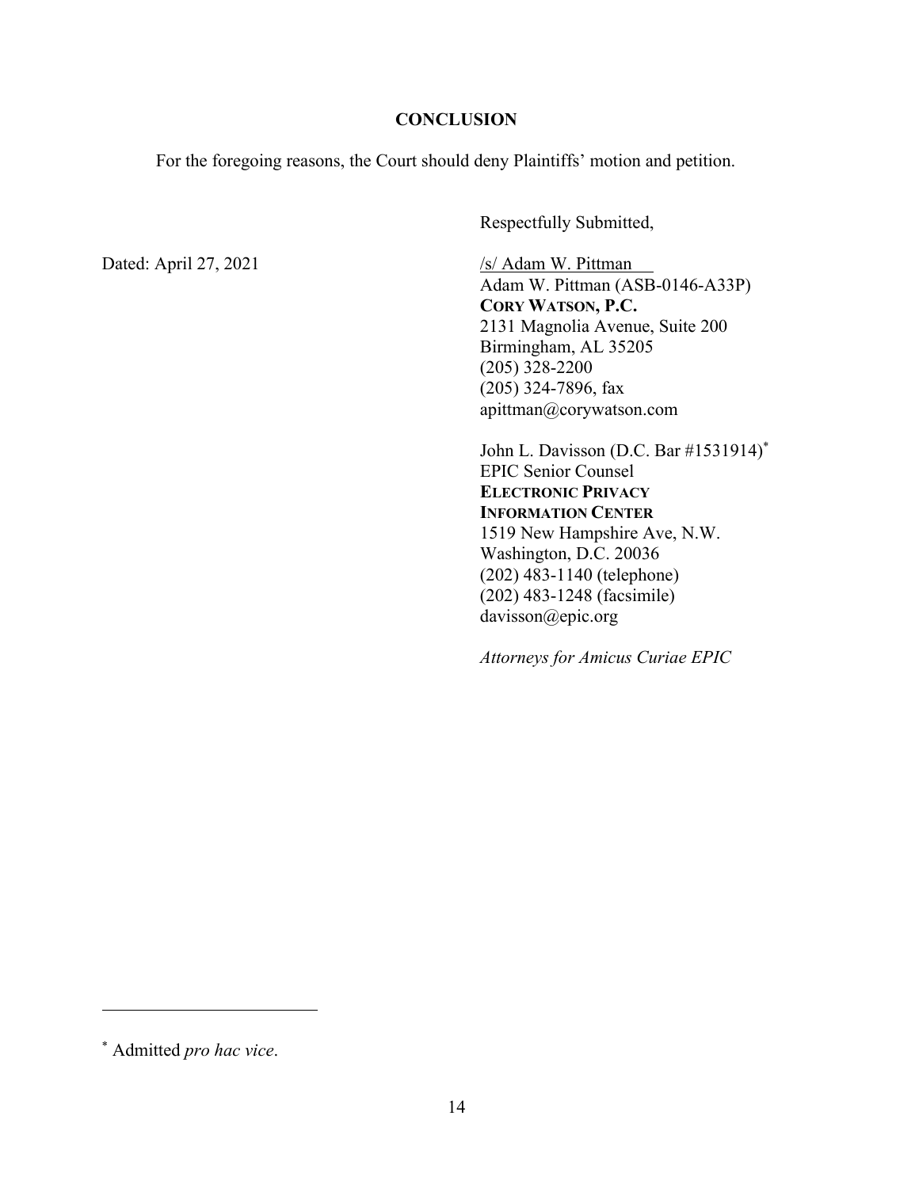## CONCLUSION

For the foregoing reasons, the Court should deny Plaintiffs' motion and petition.

Respectfully Submitted,

Dated: April 27, 2021

/s/ Adam W. Pittman  
Adam W. Pittman (ASB-0146-A33P)  
**CORY WATSON, P.C.**  
2131 Magnolia Avenue, Suite 200  
Birmingham, AL 35205  
(205) 328-2200  
(205) 324-7896, fax  
apittman@corywatson.com

John L. Davisson (D.C. Bar #1531914)[*]  
EPIC Senior Counsel  
**ELECTRONIC PRIVACY INFORMATION CENTER**  
1519 New Hampshire Ave, N.W.  
Washington, D.C. 20036  
(202) 483-1140 (telephone)  
(202) 483-1248 (facsimile)  
davisson@epic.org

*Attorneys for Amicus Curiae EPIC*

---

[*] Admitted *pro hac vice*.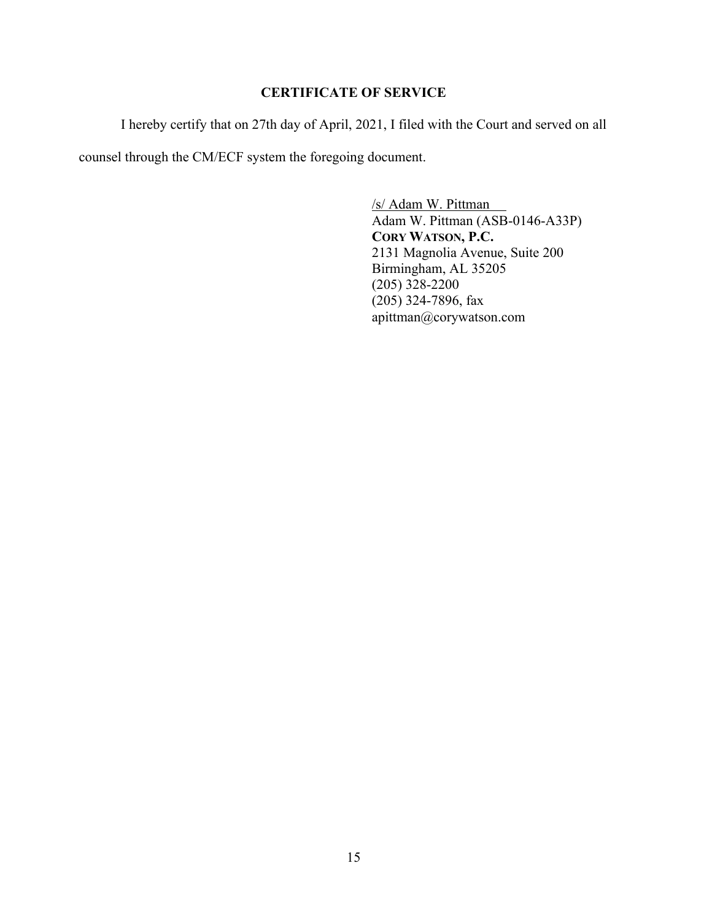## CERTIFICATE OF SERVICE

I hereby certify that on 27th day of April, 2021, I filed with the Court and served on all counsel through the CM/ECF system the foregoing document.

/s/ Adam W. Pittman
Adam W. Pittman (ASB-0146-A33P)
**CORY WATSON, P.C.**
2131 Magnolia Avenue, Suite 200
Birmingham, AL 35205
(205) 328-2200
(205) 324-7896, fax
apittman@corywatson.com